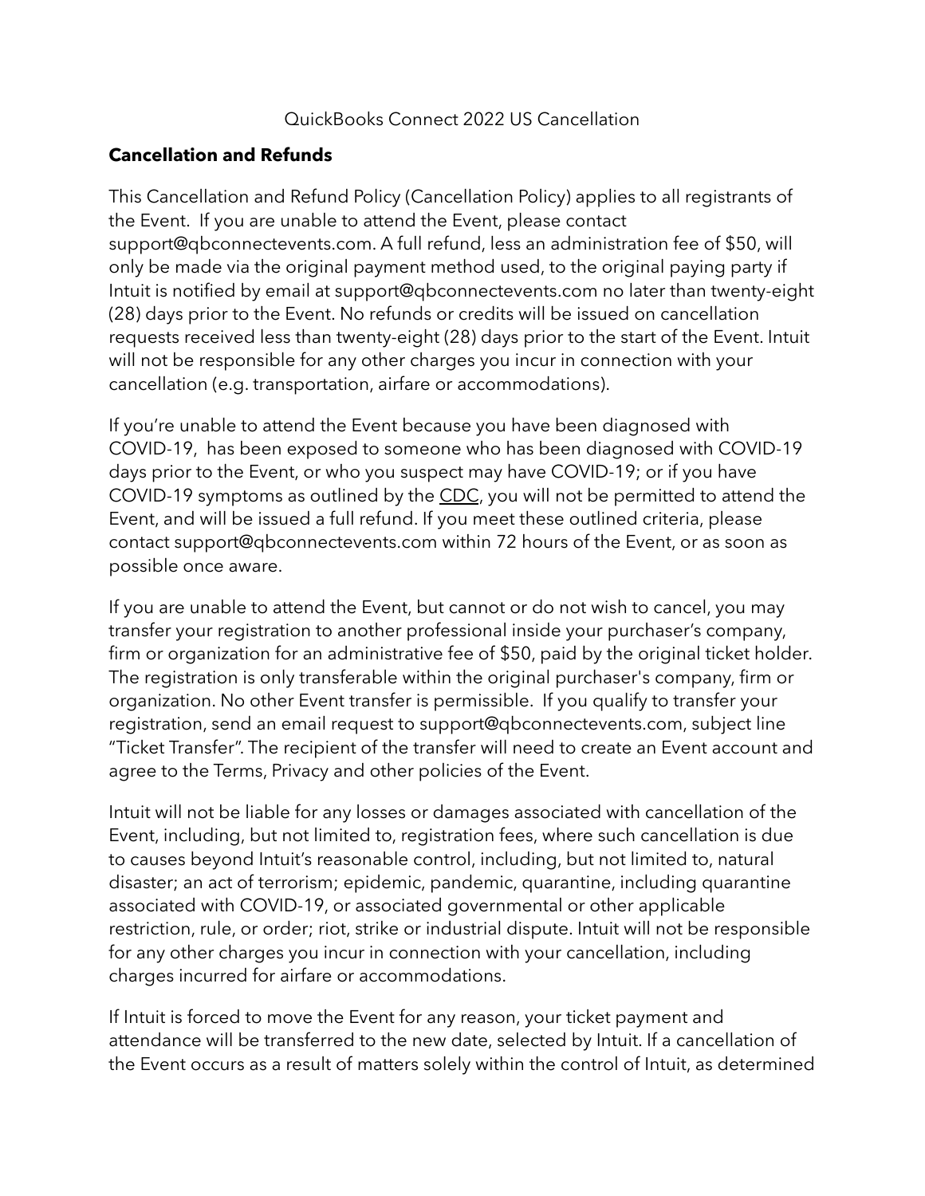QuickBooks Connect 2022 US Cancellation

## Cancellation and Refunds

This Cancellation and Refund Policy (Cancellation Policy) applies to all registrants of the Event. If you are unable to attend the Event, please contact support@qbconnectevents.com. A full refund, less an administration fee of $50, will only be made via the original payment method used, to the original paying party if Intuit is notified by email at support@qbconnectevents.com no later than twenty-eight (28) days prior to the Event. No refunds or credits will be issued on cancellation requests received less than twenty-eight (28) days prior to the start of the Event. Intuit will not be responsible for any other charges you incur in connection with your cancellation (e.g. transportation, airfare or accommodations).

If you're unable to attend the Event because you have been diagnosed with COVID-19, has been exposed to someone who has been diagnosed with COVID-19 days prior to the Event, or who you suspect may have COVID-19; or if you have COVID-19 symptoms as outlined by the CDC, you will not be permitted to attend the Event, and will be issued a full refund. If you meet these outlined criteria, please contact support@qbconnectevents.com within 72 hours of the Event, or as soon as possible once aware.

If you are unable to attend the Event, but cannot or do not wish to cancel, you may transfer your registration to another professional inside your purchaser's company, firm or organization for an administrative fee of $50, paid by the original ticket holder. The registration is only transferable within the original purchaser's company, firm or organization. No other Event transfer is permissible. If you qualify to transfer your registration, send an email request to support@qbconnectevents.com, subject line "Ticket Transfer". The recipient of the transfer will need to create an Event account and agree to the Terms, Privacy and other policies of the Event.

Intuit will not be liable for any losses or damages associated with cancellation of the Event, including, but not limited to, registration fees, where such cancellation is due to causes beyond Intuit's reasonable control, including, but not limited to, natural disaster; an act of terrorism; epidemic, pandemic, quarantine, including quarantine associated with COVID-19, or associated governmental or other applicable restriction, rule, or order; riot, strike or industrial dispute. Intuit will not be responsible for any other charges you incur in connection with your cancellation, including charges incurred for airfare or accommodations.

If Intuit is forced to move the Event for any reason, your ticket payment and attendance will be transferred to the new date, selected by Intuit. If a cancellation of the Event occurs as a result of matters solely within the control of Intuit, as determined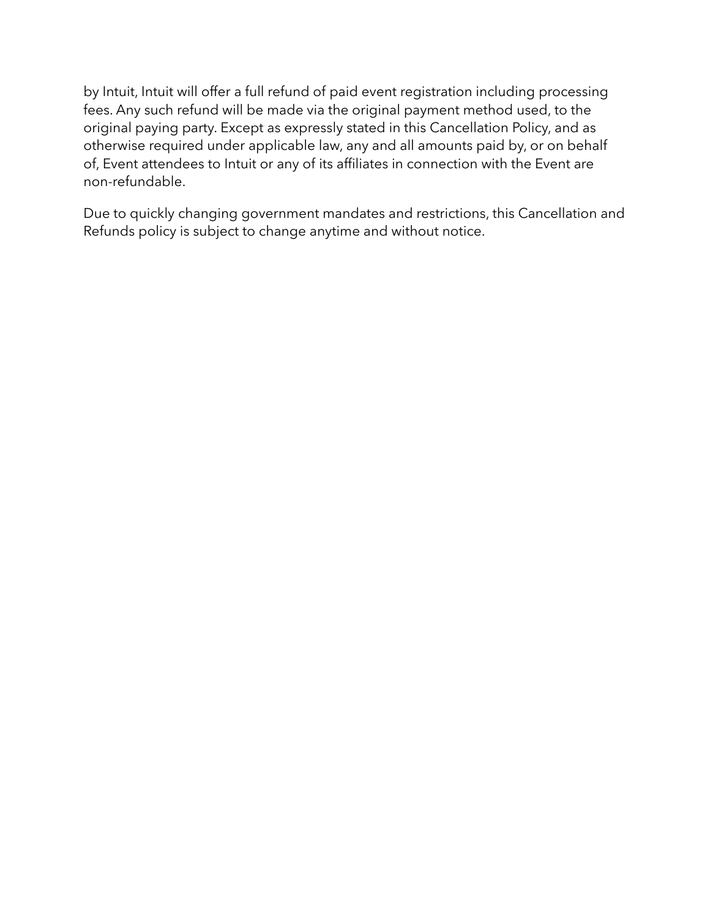by Intuit, Intuit will offer a full refund of paid event registration including processing fees. Any such refund will be made via the original payment method used, to the original paying party. Except as expressly stated in this Cancellation Policy, and as otherwise required under applicable law, any and all amounts paid by, or on behalf of, Event attendees to Intuit or any of its affiliates in connection with the Event are non-refundable.

Due to quickly changing government mandates and restrictions, this Cancellation and Refunds policy is subject to change anytime and without notice.